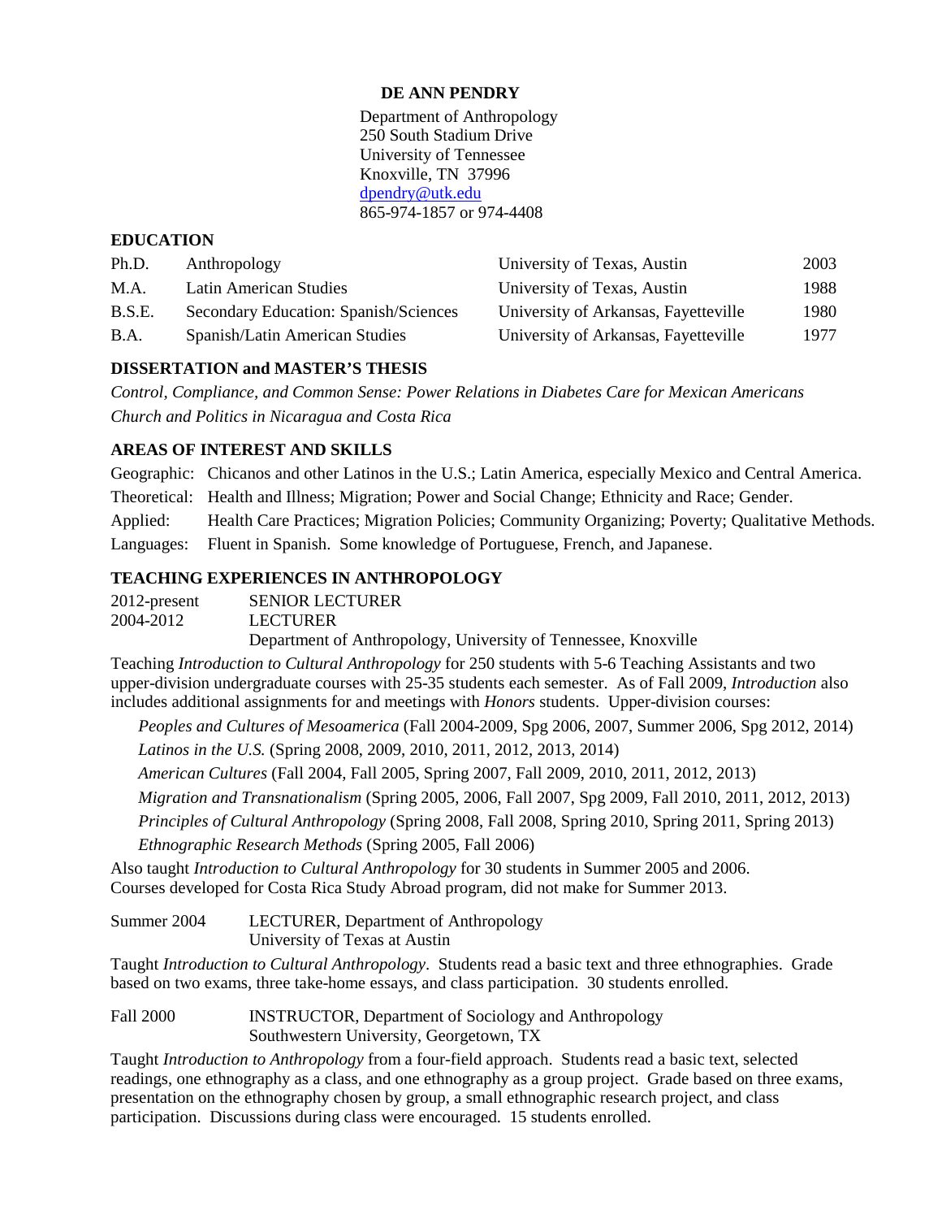# DE ANN PENDRY

Department of Anthropology
250 South Stadium Drive
University of Tennessee
Knoxville, TN 37996
dpendry@utk.edu
865-974-1857 or 974-4408

## EDUCATION

| | | | |
|---|---|---|---|
| Ph.D. | Anthropology | University of Texas, Austin | 2003 |
| M.A. | Latin American Studies | University of Texas, Austin | 1988 |
| B.S.E. | Secondary Education: Spanish/Sciences | University of Arkansas, Fayetteville | 1980 |
| B.A. | Spanish/Latin American Studies | University of Arkansas, Fayetteville | 1977 |

## DISSERTATION and MASTER'S THESIS

*Control, Compliance, and Common Sense: Power Relations in Diabetes Care for Mexican Americans*

*Church and Politics in Nicaragua and Costa Rica*

## AREAS OF INTEREST AND SKILLS

Geographic: Chicanos and other Latinos in the U.S.; Latin America, especially Mexico and Central America.

Theoretical: Health and Illness; Migration; Power and Social Change; Ethnicity and Race; Gender.

Applied: Health Care Practices; Migration Policies; Community Organizing; Poverty; Qualitative Methods.

Languages: Fluent in Spanish. Some knowledge of Portuguese, French, and Japanese.

## TEACHING EXPERIENCES IN ANTHROPOLOGY

2012-present SENIOR LECTURER
2004-2012 LECTURER
Department of Anthropology, University of Tennessee, Knoxville

Teaching *Introduction to Cultural Anthropology* for 250 students with 5-6 Teaching Assistants and two upper-division undergraduate courses with 25-35 students each semester. As of Fall 2009, *Introduction* also includes additional assignments for and meetings with *Honors* students. Upper-division courses:

- *Peoples and Cultures of Mesoamerica* (Fall 2004-2009, Spg 2006, 2007, Summer 2006, Spg 2012, 2014)
- *Latinos in the U.S.* (Spring 2008, 2009, 2010, 2011, 2012, 2013, 2014)
- *American Cultures* (Fall 2004, Fall 2005, Spring 2007, Fall 2009, 2010, 2011, 2012, 2013)
- *Migration and Transnationalism* (Spring 2005, 2006, Fall 2007, Spg 2009, Fall 2010, 2011, 2012, 2013)
- *Principles of Cultural Anthropology* (Spring 2008, Fall 2008, Spring 2010, Spring 2011, Spring 2013)
- *Ethnographic Research Methods* (Spring 2005, Fall 2006)

Also taught *Introduction to Cultural Anthropology* for 30 students in Summer 2005 and 2006.
Courses developed for Costa Rica Study Abroad program, did not make for Summer 2013.

Summer 2004 LECTURER, Department of Anthropology
University of Texas at Austin

Taught *Introduction to Cultural Anthropology*. Students read a basic text and three ethnographies. Grade based on two exams, three take-home essays, and class participation. 30 students enrolled.

Fall 2000 INSTRUCTOR, Department of Sociology and Anthropology
Southwestern University, Georgetown, TX

Taught *Introduction to Anthropology* from a four-field approach. Students read a basic text, selected readings, one ethnography as a class, and one ethnography as a group project. Grade based on three exams, presentation on the ethnography chosen by group, a small ethnographic research project, and class participation. Discussions during class were encouraged. 15 students enrolled.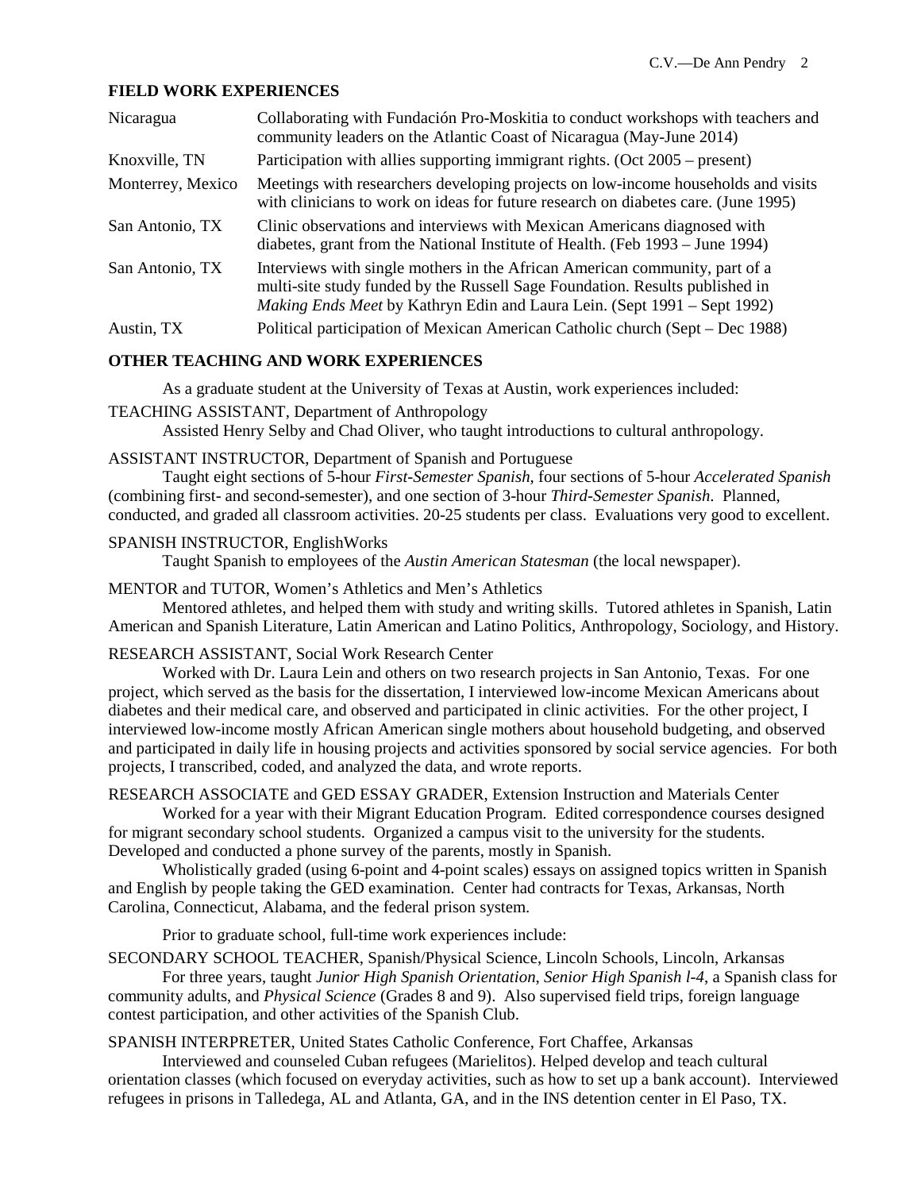## FIELD WORK EXPERIENCES

| | |
|---|---|
| Nicaragua | Collaborating with Fundación Pro-Moskitia to conduct workshops with teachers and community leaders on the Atlantic Coast of Nicaragua (May-June 2014) |
| Knoxville, TN | Participation with allies supporting immigrant rights. (Oct 2005 – present) |
| Monterrey, Mexico | Meetings with researchers developing projects on low-income households and visits with clinicians to work on ideas for future research on diabetes care. (June 1995) |
| San Antonio, TX | Clinic observations and interviews with Mexican Americans diagnosed with diabetes, grant from the National Institute of Health. (Feb 1993 – June 1994) |
| San Antonio, TX | Interviews with single mothers in the African American community, part of a multi-site study funded by the Russell Sage Foundation. Results published in *Making Ends Meet* by Kathryn Edin and Laura Lein. (Sept 1991 – Sept 1992) |
| Austin, TX | Political participation of Mexican American Catholic church (Sept – Dec 1988) |

## OTHER TEACHING AND WORK EXPERIENCES

As a graduate student at the University of Texas at Austin, work experiences included:

TEACHING ASSISTANT, Department of Anthropology

Assisted Henry Selby and Chad Oliver, who taught introductions to cultural anthropology.

ASSISTANT INSTRUCTOR, Department of Spanish and Portuguese

Taught eight sections of 5-hour *First-Semester Spanish*, four sections of 5-hour *Accelerated Spanish* (combining first- and second-semester), and one section of 3-hour *Third-Semester Spanish*. Planned, conducted, and graded all classroom activities. 20-25 students per class. Evaluations very good to excellent.

SPANISH INSTRUCTOR, EnglishWorks

Taught Spanish to employees of the *Austin American Statesman* (the local newspaper).

MENTOR and TUTOR, Women's Athletics and Men's Athletics

Mentored athletes, and helped them with study and writing skills. Tutored athletes in Spanish, Latin American and Spanish Literature, Latin American and Latino Politics, Anthropology, Sociology, and History.

RESEARCH ASSISTANT, Social Work Research Center

Worked with Dr. Laura Lein and others on two research projects in San Antonio, Texas. For one project, which served as the basis for the dissertation, I interviewed low-income Mexican Americans about diabetes and their medical care, and observed and participated in clinic activities. For the other project, I interviewed low-income mostly African American single mothers about household budgeting, and observed and participated in daily life in housing projects and activities sponsored by social service agencies. For both projects, I transcribed, coded, and analyzed the data, and wrote reports.

RESEARCH ASSOCIATE and GED ESSAY GRADER, Extension Instruction and Materials Center

Worked for a year with their Migrant Education Program. Edited correspondence courses designed for migrant secondary school students. Organized a campus visit to the university for the students. Developed and conducted a phone survey of the parents, mostly in Spanish.

Wholistically graded (using 6-point and 4-point scales) essays on assigned topics written in Spanish and English by people taking the GED examination. Center had contracts for Texas, Arkansas, North Carolina, Connecticut, Alabama, and the federal prison system.

Prior to graduate school, full-time work experiences include:

SECONDARY SCHOOL TEACHER, Spanish/Physical Science, Lincoln Schools, Lincoln, Arkansas

For three years, taught *Junior High Spanish Orientation*, *Senior High Spanish l-4*, a Spanish class for community adults, and *Physical Science* (Grades 8 and 9). Also supervised field trips, foreign language contest participation, and other activities of the Spanish Club.

SPANISH INTERPRETER, United States Catholic Conference, Fort Chaffee, Arkansas

Interviewed and counseled Cuban refugees (Marielitos). Helped develop and teach cultural orientation classes (which focused on everyday activities, such as how to set up a bank account). Interviewed refugees in prisons in Talledega, AL and Atlanta, GA, and in the INS detention center in El Paso, TX.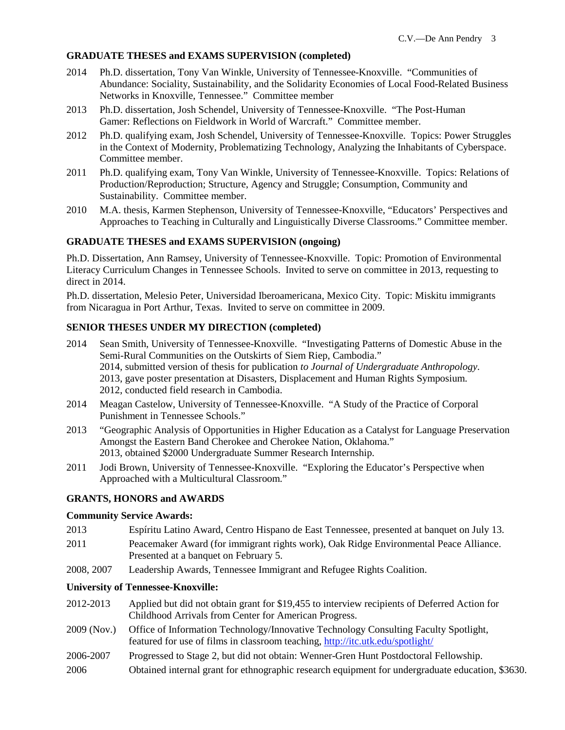## GRADUATE THESES and EXAMS SUPERVISION (completed)

2014 Ph.D. dissertation, Tony Van Winkle, University of Tennessee-Knoxville. "Communities of Abundance: Sociality, Sustainability, and the Solidarity Economies of Local Food-Related Business Networks in Knoxville, Tennessee." Committee member

2013 Ph.D. dissertation, Josh Schendel, University of Tennessee-Knoxville. "The Post-Human Gamer: Reflections on Fieldwork in World of Warcraft." Committee member.

2012 Ph.D. qualifying exam, Josh Schendel, University of Tennessee-Knoxville. Topics: Power Struggles in the Context of Modernity, Problematizing Technology, Analyzing the Inhabitants of Cyberspace. Committee member.

2011 Ph.D. qualifying exam, Tony Van Winkle, University of Tennessee-Knoxville. Topics: Relations of Production/Reproduction; Structure, Agency and Struggle; Consumption, Community and Sustainability. Committee member.

2010 M.A. thesis, Karmen Stephenson, University of Tennessee-Knoxville, "Educators' Perspectives and Approaches to Teaching in Culturally and Linguistically Diverse Classrooms." Committee member.

## GRADUATE THESES and EXAMS SUPERVISION (ongoing)

Ph.D. Dissertation, Ann Ramsey, University of Tennessee-Knoxville. Topic: Promotion of Environmental Literacy Curriculum Changes in Tennessee Schools. Invited to serve on committee in 2013, requesting to direct in 2014.

Ph.D. dissertation, Melesio Peter, Universidad Iberoamericana, Mexico City. Topic: Miskitu immigrants from Nicaragua in Port Arthur, Texas. Invited to serve on committee in 2009.

## SENIOR THESES UNDER MY DIRECTION (completed)

2014 Sean Smith, University of Tennessee-Knoxville. "Investigating Patterns of Domestic Abuse in the Semi-Rural Communities on the Outskirts of Siem Riep, Cambodia."
2014, submitted version of thesis for publication *to Journal of Undergraduate Anthropology.*
2013, gave poster presentation at Disasters, Displacement and Human Rights Symposium.
2012, conducted field research in Cambodia.

2014 Meagan Castelow, University of Tennessee-Knoxville. "A Study of the Practice of Corporal Punishment in Tennessee Schools."

2013 "Geographic Analysis of Opportunities in Higher Education as a Catalyst for Language Preservation Amongst the Eastern Band Cherokee and Cherokee Nation, Oklahoma."
2013, obtained $2000 Undergraduate Summer Research Internship.

2011 Jodi Brown, University of Tennessee-Knoxville. "Exploring the Educator's Perspective when Approached with a Multicultural Classroom."

## GRANTS, HONORS and AWARDS

### Community Service Awards:

2013 Espíritu Latino Award, Centro Hispano de East Tennessee, presented at banquet on July 13.

2011 Peacemaker Award (for immigrant rights work), Oak Ridge Environmental Peace Alliance. Presented at a banquet on February 5.

2008, 2007 Leadership Awards, Tennessee Immigrant and Refugee Rights Coalition.

### University of Tennessee-Knoxville:

2012-2013 Applied but did not obtain grant for $19,455 to interview recipients of Deferred Action for Childhood Arrivals from Center for American Progress.

2009 (Nov.) Office of Information Technology/Innovative Technology Consulting Faculty Spotlight, featured for use of films in classroom teaching, http://itc.utk.edu/spotlight/

2006-2007 Progressed to Stage 2, but did not obtain: Wenner-Gren Hunt Postdoctoral Fellowship.

2006 Obtained internal grant for ethnographic research equipment for undergraduate education, $3630.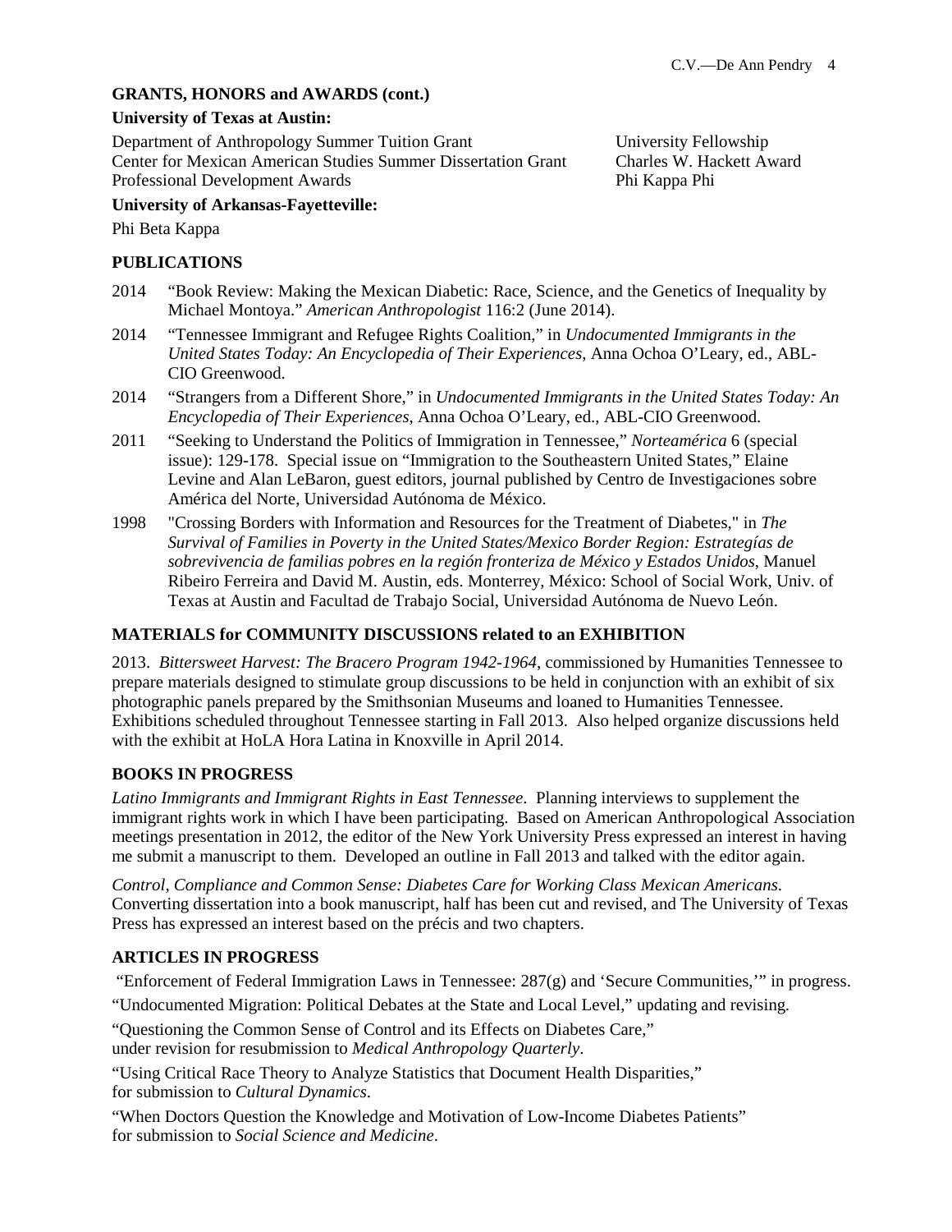## GRANTS, HONORS and AWARDS (cont.)

**University of Texas at Austin:**

Department of Anthropology Summer Tuition Grant
Center for Mexican American Studies Summer Dissertation Grant
Professional Development Awards
University Fellowship
Charles W. Hackett Award
Phi Kappa Phi

**University of Arkansas-Fayetteville:**

Phi Beta Kappa

## PUBLICATIONS

2014 "Book Review: Making the Mexican Diabetic: Race, Science, and the Genetics of Inequality by Michael Montoya." *American Anthropologist* 116:2 (June 2014).

2014 "Tennessee Immigrant and Refugee Rights Coalition," in *Undocumented Immigrants in the United States Today: An Encyclopedia of Their Experiences*, Anna Ochoa O'Leary, ed., ABL-CIO Greenwood.

2014 "Strangers from a Different Shore," in *Undocumented Immigrants in the United States Today: An Encyclopedia of Their Experiences*, Anna Ochoa O'Leary, ed., ABL-CIO Greenwood.

2011 "Seeking to Understand the Politics of Immigration in Tennessee," *Norteamérica* 6 (special issue): 129-178. Special issue on "Immigration to the Southeastern United States," Elaine Levine and Alan LeBaron, guest editors, journal published by Centro de Investigaciones sobre América del Norte, Universidad Autónoma de México.

1998 "Crossing Borders with Information and Resources for the Treatment of Diabetes," in *The Survival of Families in Poverty in the United States/Mexico Border Region: Estrategías de sobrevivencia de familias pobres en la región fronteriza de México y Estados Unidos*, Manuel Ribeiro Ferreira and David M. Austin, eds. Monterrey, México: School of Social Work, Univ. of Texas at Austin and Facultad de Trabajo Social, Universidad Autónoma de Nuevo León.

## MATERIALS for COMMUNITY DISCUSSIONS related to an EXHIBITION

2013. *Bittersweet Harvest: The Bracero Program 1942-1964*, commissioned by Humanities Tennessee to prepare materials designed to stimulate group discussions to be held in conjunction with an exhibit of six photographic panels prepared by the Smithsonian Museums and loaned to Humanities Tennessee. Exhibitions scheduled throughout Tennessee starting in Fall 2013. Also helped organize discussions held with the exhibit at HoLA Hora Latina in Knoxville in April 2014.

## BOOKS IN PROGRESS

*Latino Immigrants and Immigrant Rights in East Tennessee*. Planning interviews to supplement the immigrant rights work in which I have been participating. Based on American Anthropological Association meetings presentation in 2012, the editor of the New York University Press expressed an interest in having me submit a manuscript to them. Developed an outline in Fall 2013 and talked with the editor again.

*Control, Compliance and Common Sense: Diabetes Care for Working Class Mexican Americans*. Converting dissertation into a book manuscript, half has been cut and revised, and The University of Texas Press has expressed an interest based on the précis and two chapters.

## ARTICLES IN PROGRESS

"Enforcement of Federal Immigration Laws in Tennessee: 287(g) and 'Secure Communities,'" in progress.

"Undocumented Migration: Political Debates at the State and Local Level," updating and revising.

"Questioning the Common Sense of Control and its Effects on Diabetes Care," under revision for resubmission to *Medical Anthropology Quarterly*.

"Using Critical Race Theory to Analyze Statistics that Document Health Disparities," for submission to *Cultural Dynamics*.

"When Doctors Question the Knowledge and Motivation of Low-Income Diabetes Patients" for submission to *Social Science and Medicine*.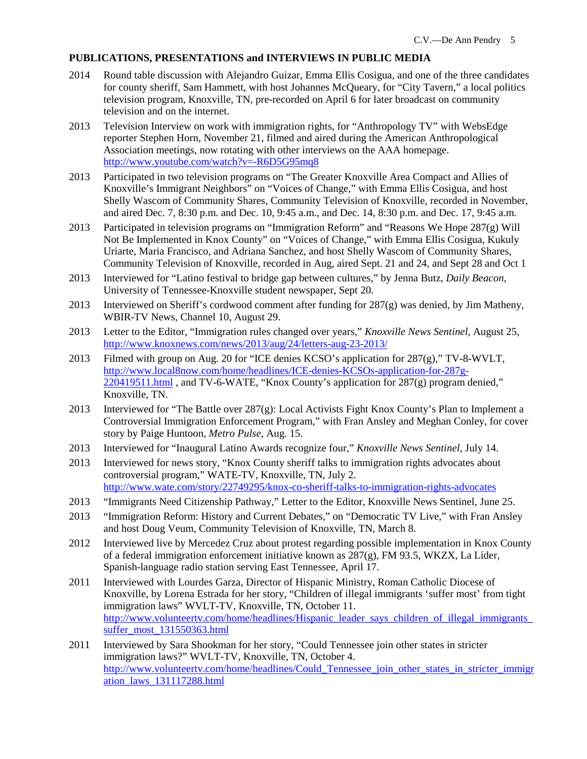## PUBLICATIONS, PRESENTATIONS and INTERVIEWS IN PUBLIC MEDIA

2014 Round table discussion with Alejandro Guizar, Emma Ellis Cosigua, and one of the three candidates for county sheriff, Sam Hammett, with host Johannes McQueary, for "City Tavern," a local politics television program, Knoxville, TN, pre-recorded on April 6 for later broadcast on community television and on the internet.

2013 Television Interview on work with immigration rights, for "Anthropology TV" with WebsEdge reporter Stephen Horn, November 21, filmed and aired during the American Anthropological Association meetings, now rotating with other interviews on the AAA homepage. http://www.youtube.com/watch?v=-R6D5G95mq8

2013 Participated in two television programs on "The Greater Knoxville Area Compact and Allies of Knoxville's Immigrant Neighbors" on "Voices of Change," with Emma Ellis Cosigua, and host Shelly Wascom of Community Shares, Community Television of Knoxville, recorded in November, and aired Dec. 7, 8:30 p.m. and Dec. 10, 9:45 a.m., and Dec. 14, 8:30 p.m. and Dec. 17, 9:45 a.m.

2013 Participated in television programs on "Immigration Reform" and "Reasons We Hope 287(g) Will Not Be Implemented in Knox County" on "Voices of Change," with Emma Ellis Cosigua, Kukuly Uriarte, Maria Francisco, and Adriana Sanchez, and host Shelly Wascom of Community Shares, Community Television of Knoxville, recorded in Aug, aired Sept. 21 and 24, and Sept 28 and Oct 1

2013 Interviewed for "Latino festival to bridge gap between cultures," by Jenna Butz, *Daily Beacon*, University of Tennessee-Knoxville student newspaper, Sept 20.

2013 Interviewed on Sheriff's cordwood comment after funding for 287(g) was denied, by Jim Matheny, WBIR-TV News, Channel 10, August 29.

2013 Letter to the Editor, "Immigration rules changed over years," *Knoxville News Sentinel*, August 25, http://www.knoxnews.com/news/2013/aug/24/letters-aug-23-2013/

2013 Filmed with group on Aug. 20 for "ICE denies KCSO's application for 287(g)," TV-8-WVLT, http://www.local8now.com/home/headlines/ICE-denies-KCSOs-application-for-287g-220419511.html , and TV-6-WATE, "Knox County's application for 287(g) program denied," Knoxville, TN.

2013 Interviewed for "The Battle over 287(g): Local Activists Fight Knox County's Plan to Implement a Controversial Immigration Enforcement Program," with Fran Ansley and Meghan Conley, for cover story by Paige Huntoon, *Metro Pulse*, Aug. 15.

2013 Interviewed for "Inaugural Latino Awards recognize four," *Knoxville News Sentinel*, July 14.

2013 Interviewed for news story, "Knox County sheriff talks to immigration rights advocates about controversial program," WATE-TV, Knoxville, TN, July 2. http://www.wate.com/story/22749295/knox-co-sheriff-talks-to-immigration-rights-advocates

2013 "Immigrants Need Citizenship Pathway," Letter to the Editor, Knoxville News Sentinel, June 25.

2013 "Immigration Reform: History and Current Debates," on "Democratic TV Live," with Fran Ansley and host Doug Veum, Community Television of Knoxville, TN, March 8.

2012 Interviewed live by Mercedez Cruz about protest regarding possible implementation in Knox County of a federal immigration enforcement initiative known as 287(g), FM 93.5, WKZX, La Líder, Spanish-language radio station serving East Tennessee, April 17.

2011 Interviewed with Lourdes Garza, Director of Hispanic Ministry, Roman Catholic Diocese of Knoxville, by Lorena Estrada for her story, "Children of illegal immigrants 'suffer most' from tight immigration laws" WVLT-TV, Knoxville, TN, October 11. http://www.volunteertv.com/home/headlines/Hispanic_leader_says_children_of_illegal_immigrants_suffer_most_131550363.html

2011 Interviewed by Sara Shookman for her story, "Could Tennessee join other states in stricter immigration laws?" WVLT-TV, Knoxville, TN, October 4. http://www.volunteertv.com/home/headlines/Could_Tennessee_join_other_states_in_stricter_immigration_laws_131117288.html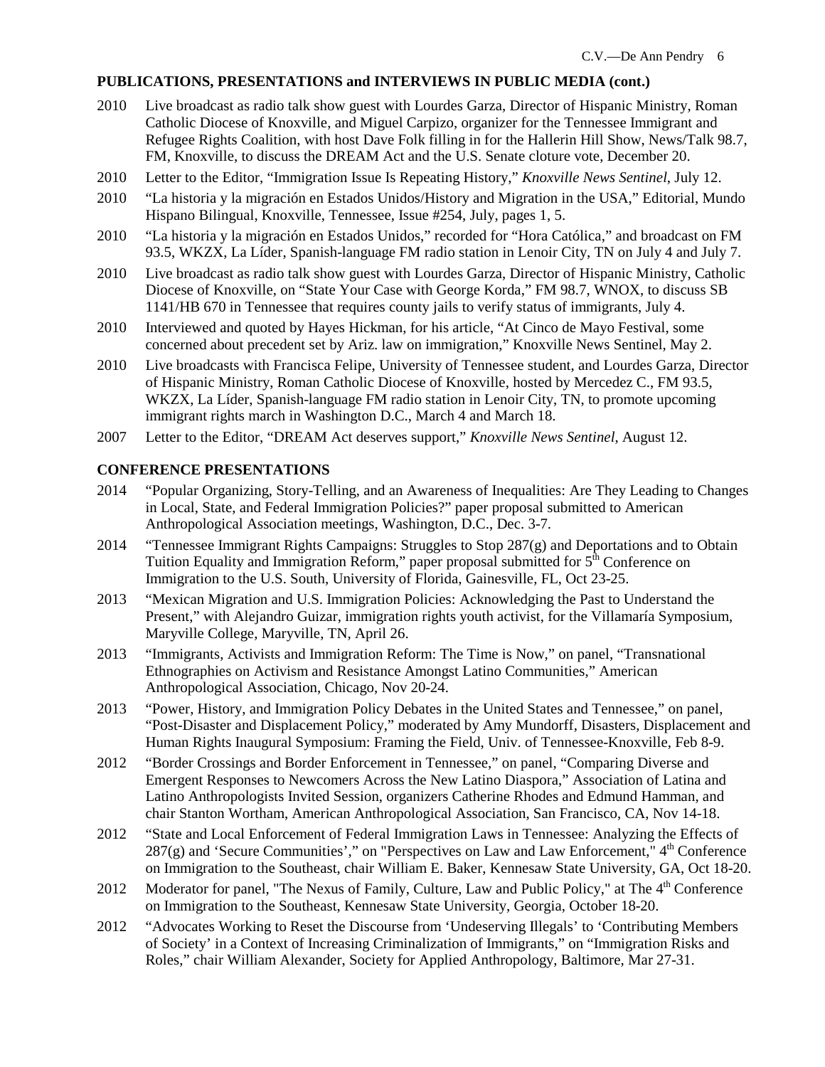**PUBLICATIONS, PRESENTATIONS and INTERVIEWS IN PUBLIC MEDIA (cont.)**

2010 Live broadcast as radio talk show guest with Lourdes Garza, Director of Hispanic Ministry, Roman Catholic Diocese of Knoxville, and Miguel Carpizo, organizer for the Tennessee Immigrant and Refugee Rights Coalition, with host Dave Folk filling in for the Hallerin Hill Show, News/Talk 98.7, FM, Knoxville, to discuss the DREAM Act and the U.S. Senate cloture vote, December 20.

2010 Letter to the Editor, "Immigration Issue Is Repeating History," *Knoxville News Sentinel*, July 12.

2010 "La historia y la migración en Estados Unidos/History and Migration in the USA," Editorial, Mundo Hispano Bilingual, Knoxville, Tennessee, Issue #254, July, pages 1, 5.

2010 "La historia y la migración en Estados Unidos," recorded for "Hora Católica," and broadcast on FM 93.5, WKZX, La Líder, Spanish-language FM radio station in Lenoir City, TN on July 4 and July 7.

2010 Live broadcast as radio talk show guest with Lourdes Garza, Director of Hispanic Ministry, Catholic Diocese of Knoxville, on "State Your Case with George Korda," FM 98.7, WNOX, to discuss SB 1141/HB 670 in Tennessee that requires county jails to verify status of immigrants, July 4.

2010 Interviewed and quoted by Hayes Hickman, for his article, "At Cinco de Mayo Festival, some concerned about precedent set by Ariz. law on immigration," Knoxville News Sentinel, May 2.

2010 Live broadcasts with Francisca Felipe, University of Tennessee student, and Lourdes Garza, Director of Hispanic Ministry, Roman Catholic Diocese of Knoxville, hosted by Mercedez C., FM 93.5, WKZX, La Líder, Spanish-language FM radio station in Lenoir City, TN, to promote upcoming immigrant rights march in Washington D.C., March 4 and March 18.

2007 Letter to the Editor, "DREAM Act deserves support," *Knoxville News Sentinel*, August 12.

**CONFERENCE PRESENTATIONS**

2014 "Popular Organizing, Story-Telling, and an Awareness of Inequalities: Are They Leading to Changes in Local, State, and Federal Immigration Policies?" paper proposal submitted to American Anthropological Association meetings, Washington, D.C., Dec. 3-7.

2014 "Tennessee Immigrant Rights Campaigns: Struggles to Stop 287(g) and Deportations and to Obtain Tuition Equality and Immigration Reform," paper proposal submitted for 5th Conference on Immigration to the U.S. South, University of Florida, Gainesville, FL, Oct 23-25.

2013 "Mexican Migration and U.S. Immigration Policies: Acknowledging the Past to Understand the Present," with Alejandro Guizar, immigration rights youth activist, for the Villamaría Symposium, Maryville College, Maryville, TN, April 26.

2013 "Immigrants, Activists and Immigration Reform: The Time is Now," on panel, "Transnational Ethnographies on Activism and Resistance Amongst Latino Communities," American Anthropological Association, Chicago, Nov 20-24.

2013 "Power, History, and Immigration Policy Debates in the United States and Tennessee," on panel, "Post-Disaster and Displacement Policy," moderated by Amy Mundorff, Disasters, Displacement and Human Rights Inaugural Symposium: Framing the Field, Univ. of Tennessee-Knoxville, Feb 8-9.

2012 "Border Crossings and Border Enforcement in Tennessee," on panel, "Comparing Diverse and Emergent Responses to Newcomers Across the New Latino Diaspora," Association of Latina and Latino Anthropologists Invited Session, organizers Catherine Rhodes and Edmund Hamman, and chair Stanton Wortham, American Anthropological Association, San Francisco, CA, Nov 14-18.

2012 "State and Local Enforcement of Federal Immigration Laws in Tennessee: Analyzing the Effects of 287(g) and 'Secure Communities'," on "Perspectives on Law and Law Enforcement," 4th Conference on Immigration to the Southeast, chair William E. Baker, Kennesaw State University, GA, Oct 18-20.

2012 Moderator for panel, "The Nexus of Family, Culture, Law and Public Policy," at The 4th Conference on Immigration to the Southeast, Kennesaw State University, Georgia, October 18-20.

2012 "Advocates Working to Reset the Discourse from 'Undeserving Illegals' to 'Contributing Members of Society' in a Context of Increasing Criminalization of Immigrants," on "Immigration Risks and Roles," chair William Alexander, Society for Applied Anthropology, Baltimore, Mar 27-31.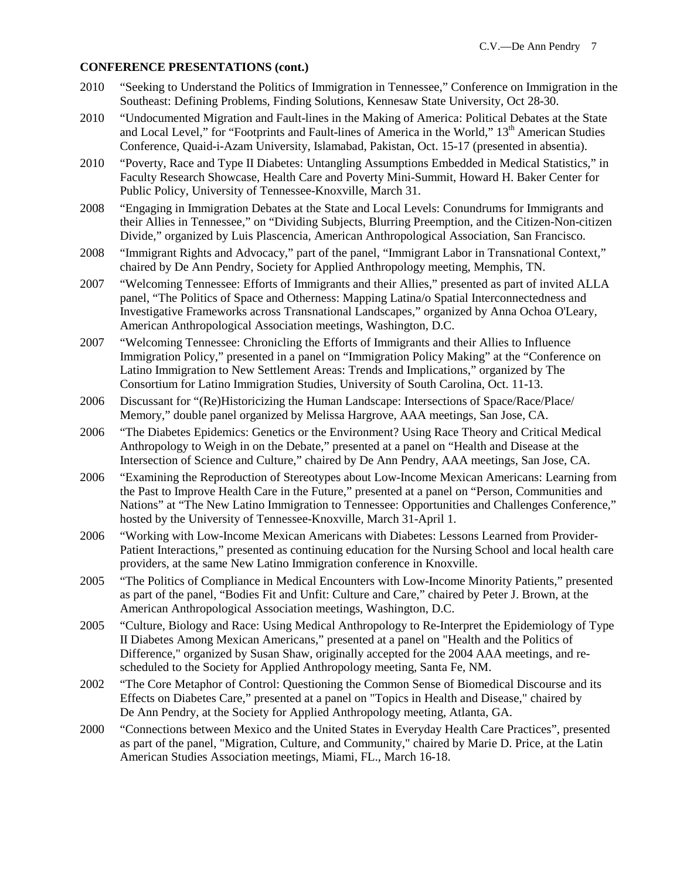**CONFERENCE PRESENTATIONS (cont.)**

2010 "Seeking to Understand the Politics of Immigration in Tennessee," Conference on Immigration in the Southeast: Defining Problems, Finding Solutions, Kennesaw State University, Oct 28-30.

2010 "Undocumented Migration and Fault-lines in the Making of America: Political Debates at the State and Local Level," for "Footprints and Fault-lines of America in the World," 13th American Studies Conference, Quaid-i-Azam University, Islamabad, Pakistan, Oct. 15-17 (presented in absentia).

2010 "Poverty, Race and Type II Diabetes: Untangling Assumptions Embedded in Medical Statistics," in Faculty Research Showcase, Health Care and Poverty Mini-Summit, Howard H. Baker Center for Public Policy, University of Tennessee-Knoxville, March 31.

2008 "Engaging in Immigration Debates at the State and Local Levels: Conundrums for Immigrants and their Allies in Tennessee," on "Dividing Subjects, Blurring Preemption, and the Citizen-Non-citizen Divide," organized by Luis Plascencia, American Anthropological Association, San Francisco.

2008 "Immigrant Rights and Advocacy," part of the panel, "Immigrant Labor in Transnational Context," chaired by De Ann Pendry, Society for Applied Anthropology meeting, Memphis, TN.

2007 "Welcoming Tennessee: Efforts of Immigrants and their Allies," presented as part of invited ALLA panel, "The Politics of Space and Otherness: Mapping Latina/o Spatial Interconnectedness and Investigative Frameworks across Transnational Landscapes," organized by Anna Ochoa O'Leary, American Anthropological Association meetings, Washington, D.C.

2007 "Welcoming Tennessee: Chronicling the Efforts of Immigrants and their Allies to Influence Immigration Policy," presented in a panel on "Immigration Policy Making" at the "Conference on Latino Immigration to New Settlement Areas: Trends and Implications," organized by The Consortium for Latino Immigration Studies, University of South Carolina, Oct. 11-13.

2006 Discussant for "(Re)Historicizing the Human Landscape: Intersections of Space/Race/Place/ Memory," double panel organized by Melissa Hargrove, AAA meetings, San Jose, CA.

2006 "The Diabetes Epidemics: Genetics or the Environment? Using Race Theory and Critical Medical Anthropology to Weigh in on the Debate," presented at a panel on "Health and Disease at the Intersection of Science and Culture," chaired by De Ann Pendry, AAA meetings, San Jose, CA.

2006 "Examining the Reproduction of Stereotypes about Low-Income Mexican Americans: Learning from the Past to Improve Health Care in the Future," presented at a panel on "Person, Communities and Nations" at "The New Latino Immigration to Tennessee: Opportunities and Challenges Conference," hosted by the University of Tennessee-Knoxville, March 31-April 1.

2006 "Working with Low-Income Mexican Americans with Diabetes: Lessons Learned from Provider-Patient Interactions," presented as continuing education for the Nursing School and local health care providers, at the same New Latino Immigration conference in Knoxville.

2005 "The Politics of Compliance in Medical Encounters with Low-Income Minority Patients," presented as part of the panel, "Bodies Fit and Unfit: Culture and Care," chaired by Peter J. Brown, at the American Anthropological Association meetings, Washington, D.C.

2005 "Culture, Biology and Race: Using Medical Anthropology to Re-Interpret the Epidemiology of Type II Diabetes Among Mexican Americans," presented at a panel on "Health and the Politics of Difference," organized by Susan Shaw, originally accepted for the 2004 AAA meetings, and re-scheduled to the Society for Applied Anthropology meeting, Santa Fe, NM.

2002 "The Core Metaphor of Control: Questioning the Common Sense of Biomedical Discourse and its Effects on Diabetes Care," presented at a panel on "Topics in Health and Disease," chaired by De Ann Pendry, at the Society for Applied Anthropology meeting, Atlanta, GA.

2000 "Connections between Mexico and the United States in Everyday Health Care Practices", presented as part of the panel, "Migration, Culture, and Community," chaired by Marie D. Price, at the Latin American Studies Association meetings, Miami, FL., March 16-18.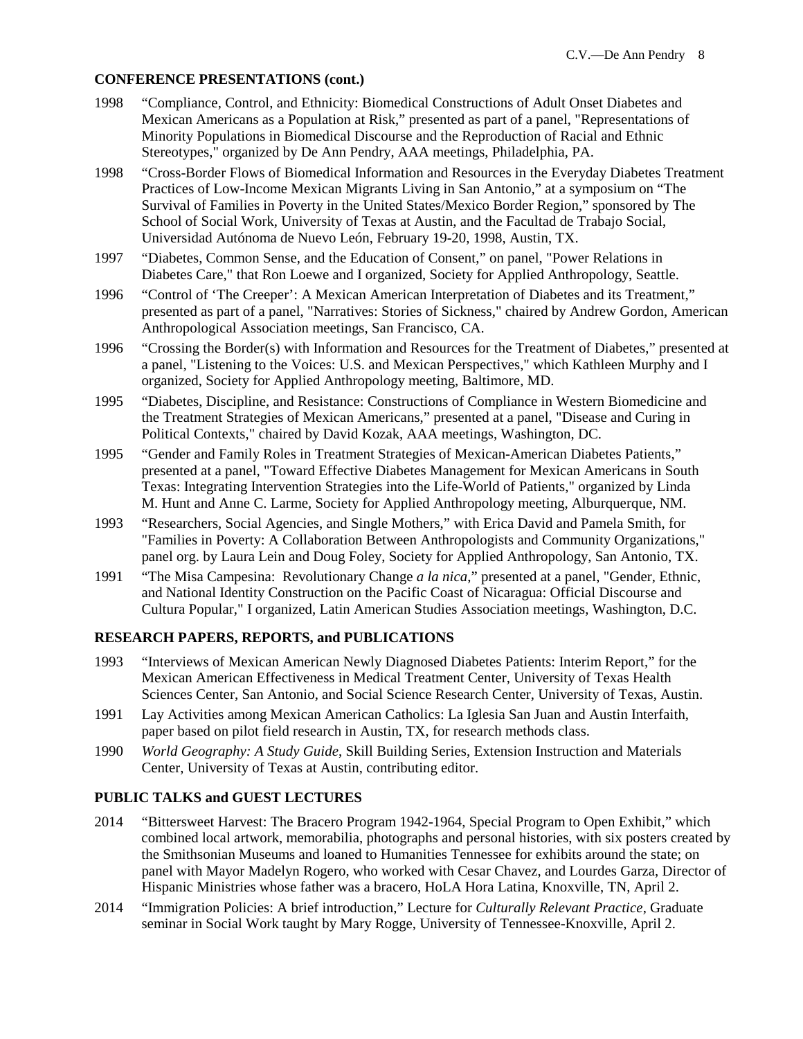## CONFERENCE PRESENTATIONS (cont.)

1998 "Compliance, Control, and Ethnicity: Biomedical Constructions of Adult Onset Diabetes and Mexican Americans as a Population at Risk," presented as part of a panel, "Representations of Minority Populations in Biomedical Discourse and the Reproduction of Racial and Ethnic Stereotypes," organized by De Ann Pendry, AAA meetings, Philadelphia, PA.

1998 "Cross-Border Flows of Biomedical Information and Resources in the Everyday Diabetes Treatment Practices of Low-Income Mexican Migrants Living in San Antonio," at a symposium on "The Survival of Families in Poverty in the United States/Mexico Border Region," sponsored by The School of Social Work, University of Texas at Austin, and the Facultad de Trabajo Social, Universidad Autónoma de Nuevo León, February 19-20, 1998, Austin, TX.

1997 "Diabetes, Common Sense, and the Education of Consent," on panel, "Power Relations in Diabetes Care," that Ron Loewe and I organized, Society for Applied Anthropology, Seattle.

1996 "Control of 'The Creeper': A Mexican American Interpretation of Diabetes and its Treatment," presented as part of a panel, "Narratives: Stories of Sickness," chaired by Andrew Gordon, American Anthropological Association meetings, San Francisco, CA.

1996 "Crossing the Border(s) with Information and Resources for the Treatment of Diabetes," presented at a panel, "Listening to the Voices: U.S. and Mexican Perspectives," which Kathleen Murphy and I organized, Society for Applied Anthropology meeting, Baltimore, MD.

1995 "Diabetes, Discipline, and Resistance: Constructions of Compliance in Western Biomedicine and the Treatment Strategies of Mexican Americans," presented at a panel, "Disease and Curing in Political Contexts," chaired by David Kozak, AAA meetings, Washington, DC.

1995 "Gender and Family Roles in Treatment Strategies of Mexican-American Diabetes Patients," presented at a panel, "Toward Effective Diabetes Management for Mexican Americans in South Texas: Integrating Intervention Strategies into the Life-World of Patients," organized by Linda M. Hunt and Anne C. Larme, Society for Applied Anthropology meeting, Alburquerque, NM.

1993 "Researchers, Social Agencies, and Single Mothers," with Erica David and Pamela Smith, for "Families in Poverty: A Collaboration Between Anthropologists and Community Organizations," panel org. by Laura Lein and Doug Foley, Society for Applied Anthropology, San Antonio, TX.

1991 "The Misa Campesina: Revolutionary Change *a la nica*," presented at a panel, "Gender, Ethnic, and National Identity Construction on the Pacific Coast of Nicaragua: Official Discourse and Cultura Popular," I organized, Latin American Studies Association meetings, Washington, D.C.

## RESEARCH PAPERS, REPORTS, and PUBLICATIONS

1993 "Interviews of Mexican American Newly Diagnosed Diabetes Patients: Interim Report," for the Mexican American Effectiveness in Medical Treatment Center, University of Texas Health Sciences Center, San Antonio, and Social Science Research Center, University of Texas, Austin.

1991 Lay Activities among Mexican American Catholics: La Iglesia San Juan and Austin Interfaith, paper based on pilot field research in Austin, TX, for research methods class.

1990 *World Geography: A Study Guide*, Skill Building Series, Extension Instruction and Materials Center, University of Texas at Austin, contributing editor.

## PUBLIC TALKS and GUEST LECTURES

2014 "Bittersweet Harvest: The Bracero Program 1942-1964, Special Program to Open Exhibit," which combined local artwork, memorabilia, photographs and personal histories, with six posters created by the Smithsonian Museums and loaned to Humanities Tennessee for exhibits around the state; on panel with Mayor Madelyn Rogero, who worked with Cesar Chavez, and Lourdes Garza, Director of Hispanic Ministries whose father was a bracero, HoLA Hora Latina, Knoxville, TN, April 2.

2014 "Immigration Policies: A brief introduction," Lecture for *Culturally Relevant Practice*, Graduate seminar in Social Work taught by Mary Rogge, University of Tennessee-Knoxville, April 2.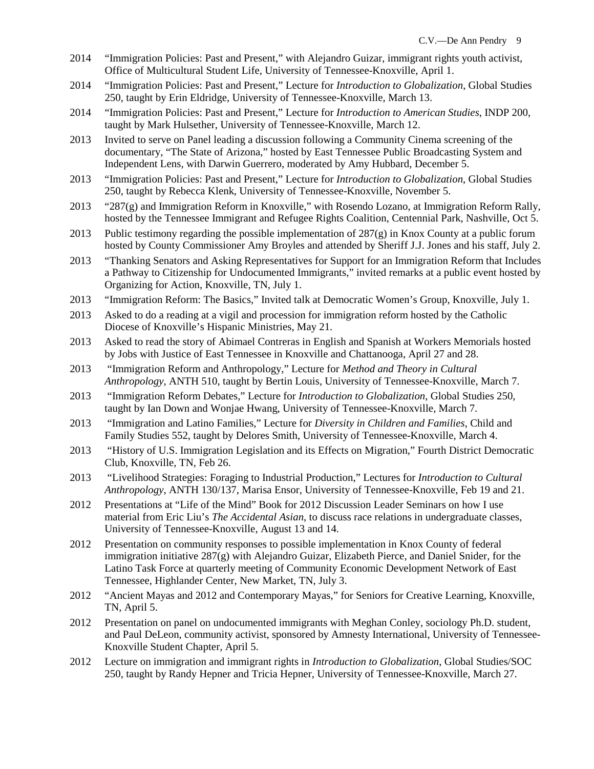2014 "Immigration Policies: Past and Present," with Alejandro Guizar, immigrant rights youth activist, Office of Multicultural Student Life, University of Tennessee-Knoxville, April 1.

2014 "Immigration Policies: Past and Present," Lecture for *Introduction to Globalization*, Global Studies 250, taught by Erin Eldridge, University of Tennessee-Knoxville, March 13.

2014 "Immigration Policies: Past and Present," Lecture for *Introduction to American Studies*, INDP 200, taught by Mark Hulsether, University of Tennessee-Knoxville, March 12.

2013 Invited to serve on Panel leading a discussion following a Community Cinema screening of the documentary, "The State of Arizona," hosted by East Tennessee Public Broadcasting System and Independent Lens, with Darwin Guerrero, moderated by Amy Hubbard, December 5.

2013 "Immigration Policies: Past and Present," Lecture for *Introduction to Globalization*, Global Studies 250, taught by Rebecca Klenk, University of Tennessee-Knoxville, November 5.

2013 "287(g) and Immigration Reform in Knoxville," with Rosendo Lozano, at Immigration Reform Rally, hosted by the Tennessee Immigrant and Refugee Rights Coalition, Centennial Park, Nashville, Oct 5.

2013 Public testimony regarding the possible implementation of 287(g) in Knox County at a public forum hosted by County Commissioner Amy Broyles and attended by Sheriff J.J. Jones and his staff, July 2.

2013 "Thanking Senators and Asking Representatives for Support for an Immigration Reform that Includes a Pathway to Citizenship for Undocumented Immigrants," invited remarks at a public event hosted by Organizing for Action, Knoxville, TN, July 1.

2013 "Immigration Reform: The Basics," Invited talk at Democratic Women's Group, Knoxville, July 1.

2013 Asked to do a reading at a vigil and procession for immigration reform hosted by the Catholic Diocese of Knoxville's Hispanic Ministries, May 21.

2013 Asked to read the story of Abimael Contreras in English and Spanish at Workers Memorials hosted by Jobs with Justice of East Tennessee in Knoxville and Chattanooga, April 27 and 28.

2013 "Immigration Reform and Anthropology," Lecture for *Method and Theory in Cultural Anthropology*, ANTH 510, taught by Bertin Louis, University of Tennessee-Knoxville, March 7.

2013 "Immigration Reform Debates," Lecture for *Introduction to Globalization*, Global Studies 250, taught by Ian Down and Wonjae Hwang, University of Tennessee-Knoxville, March 7.

2013 "Immigration and Latino Families," Lecture for *Diversity in Children and Families*, Child and Family Studies 552, taught by Delores Smith, University of Tennessee-Knoxville, March 4.

2013 "History of U.S. Immigration Legislation and its Effects on Migration," Fourth District Democratic Club, Knoxville, TN, Feb 26.

2013 "Livelihood Strategies: Foraging to Industrial Production," Lectures for *Introduction to Cultural Anthropology*, ANTH 130/137, Marisa Ensor, University of Tennessee-Knoxville, Feb 19 and 21.

2012 Presentations at "Life of the Mind" Book for 2012 Discussion Leader Seminars on how I use material from Eric Liu's *The Accidental Asian*, to discuss race relations in undergraduate classes, University of Tennessee-Knoxville, August 13 and 14.

2012 Presentation on community responses to possible implementation in Knox County of federal immigration initiative 287(g) with Alejandro Guizar, Elizabeth Pierce, and Daniel Snider, for the Latino Task Force at quarterly meeting of Community Economic Development Network of East Tennessee, Highlander Center, New Market, TN, July 3.

2012 "Ancient Mayas and 2012 and Contemporary Mayas," for Seniors for Creative Learning, Knoxville, TN, April 5.

2012 Presentation on panel on undocumented immigrants with Meghan Conley, sociology Ph.D. student, and Paul DeLeon, community activist, sponsored by Amnesty International, University of Tennessee-Knoxville Student Chapter, April 5.

2012 Lecture on immigration and immigrant rights in *Introduction to Globalization*, Global Studies/SOC 250, taught by Randy Hepner and Tricia Hepner, University of Tennessee-Knoxville, March 27.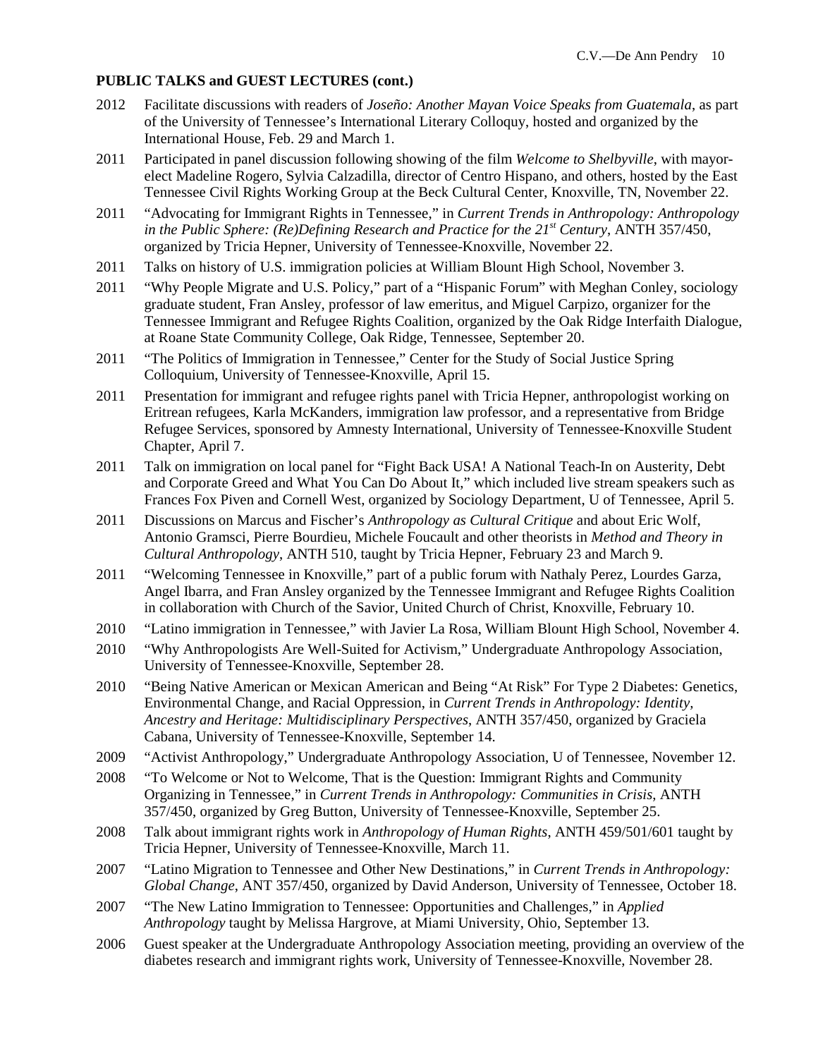**PUBLIC TALKS and GUEST LECTURES (cont.)**

2012 Facilitate discussions with readers of *Joseño: Another Mayan Voice Speaks from Guatemala*, as part of the University of Tennessee's International Literary Colloquy, hosted and organized by the International House, Feb. 29 and March 1.

2011 Participated in panel discussion following showing of the film *Welcome to Shelbyville*, with mayor-elect Madeline Rogero, Sylvia Calzadilla, director of Centro Hispano, and others, hosted by the East Tennessee Civil Rights Working Group at the Beck Cultural Center, Knoxville, TN, November 22.

2011 "Advocating for Immigrant Rights in Tennessee," in *Current Trends in Anthropology: Anthropology in the Public Sphere: (Re)Defining Research and Practice for the 21st Century*, ANTH 357/450, organized by Tricia Hepner, University of Tennessee-Knoxville, November 22.

2011 Talks on history of U.S. immigration policies at William Blount High School, November 3.

2011 "Why People Migrate and U.S. Policy," part of a "Hispanic Forum" with Meghan Conley, sociology graduate student, Fran Ansley, professor of law emeritus, and Miguel Carpizo, organizer for the Tennessee Immigrant and Refugee Rights Coalition, organized by the Oak Ridge Interfaith Dialogue, at Roane State Community College, Oak Ridge, Tennessee, September 20.

2011 "The Politics of Immigration in Tennessee," Center for the Study of Social Justice Spring Colloquium, University of Tennessee-Knoxville, April 15.

2011 Presentation for immigrant and refugee rights panel with Tricia Hepner, anthropologist working on Eritrean refugees, Karla McKanders, immigration law professor, and a representative from Bridge Refugee Services, sponsored by Amnesty International, University of Tennessee-Knoxville Student Chapter, April 7.

2011 Talk on immigration on local panel for "Fight Back USA! A National Teach-In on Austerity, Debt and Corporate Greed and What You Can Do About It," which included live stream speakers such as Frances Fox Piven and Cornell West, organized by Sociology Department, U of Tennessee, April 5.

2011 Discussions on Marcus and Fischer's *Anthropology as Cultural Critique* and about Eric Wolf, Antonio Gramsci, Pierre Bourdieu, Michele Foucault and other theorists in *Method and Theory in Cultural Anthropology*, ANTH 510, taught by Tricia Hepner, February 23 and March 9.

2011 "Welcoming Tennessee in Knoxville," part of a public forum with Nathaly Perez, Lourdes Garza, Angel Ibarra, and Fran Ansley organized by the Tennessee Immigrant and Refugee Rights Coalition in collaboration with Church of the Savior, United Church of Christ, Knoxville, February 10.

2010 "Latino immigration in Tennessee," with Javier La Rosa, William Blount High School, November 4.

2010 "Why Anthropologists Are Well-Suited for Activism," Undergraduate Anthropology Association, University of Tennessee-Knoxville, September 28.

2010 "Being Native American or Mexican American and Being "At Risk" For Type 2 Diabetes: Genetics, Environmental Change, and Racial Oppression, in *Current Trends in Anthropology: Identity, Ancestry and Heritage: Multidisciplinary Perspectives*, ANTH 357/450, organized by Graciela Cabana, University of Tennessee-Knoxville, September 14.

2009 "Activist Anthropology," Undergraduate Anthropology Association, U of Tennessee, November 12.

2008 "To Welcome or Not to Welcome, That is the Question: Immigrant Rights and Community Organizing in Tennessee," in *Current Trends in Anthropology: Communities in Crisis*, ANTH 357/450, organized by Greg Button, University of Tennessee-Knoxville, September 25.

2008 Talk about immigrant rights work in *Anthropology of Human Rights*, ANTH 459/501/601 taught by Tricia Hepner, University of Tennessee-Knoxville, March 11.

2007 "Latino Migration to Tennessee and Other New Destinations," in *Current Trends in Anthropology: Global Change*, ANT 357/450, organized by David Anderson, University of Tennessee, October 18.

2007 "The New Latino Immigration to Tennessee: Opportunities and Challenges," in *Applied Anthropology* taught by Melissa Hargrove, at Miami University, Ohio, September 13.

2006 Guest speaker at the Undergraduate Anthropology Association meeting, providing an overview of the diabetes research and immigrant rights work, University of Tennessee-Knoxville, November 28.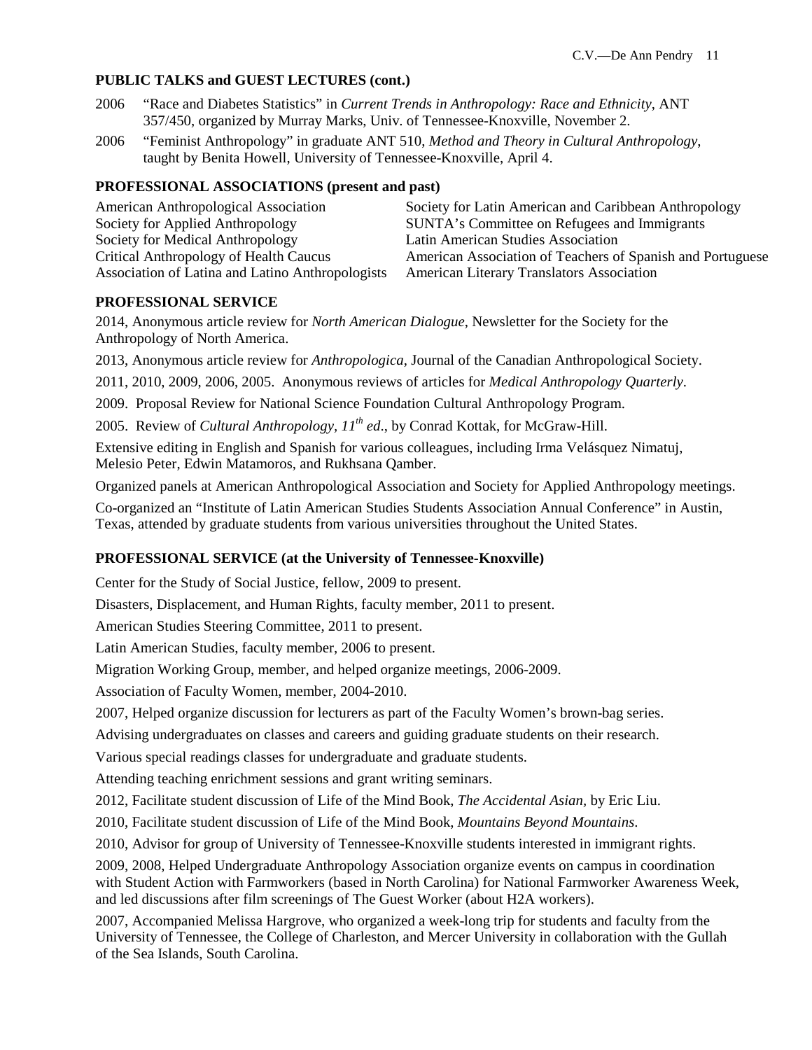## PUBLIC TALKS and GUEST LECTURES (cont.)

2006 "Race and Diabetes Statistics" in *Current Trends in Anthropology: Race and Ethnicity*, ANT 357/450, organized by Murray Marks, Univ. of Tennessee-Knoxville, November 2.

2006 "Feminist Anthropology" in graduate ANT 510, *Method and Theory in Cultural Anthropology*, taught by Benita Howell, University of Tennessee-Knoxville, April 4.

## PROFESSIONAL ASSOCIATIONS (present and past)

American Anthropological Association
Society for Applied Anthropology
Society for Medical Anthropology
Critical Anthropology of Health Caucus
Association of Latina and Latino Anthropologists
Society for Latin American and Caribbean Anthropology
SUNTA's Committee on Refugees and Immigrants
Latin American Studies Association
American Association of Teachers of Spanish and Portuguese
American Literary Translators Association

## PROFESSIONAL SERVICE

2014, Anonymous article review for *North American Dialogue*, Newsletter for the Society for the Anthropology of North America.

2013, Anonymous article review for *Anthropologica*, Journal of the Canadian Anthropological Society.

2011, 2010, 2009, 2006, 2005. Anonymous reviews of articles for *Medical Anthropology Quarterly*.

2009. Proposal Review for National Science Foundation Cultural Anthropology Program.

2005. Review of *Cultural Anthropology, 11th ed*., by Conrad Kottak, for McGraw-Hill.

Extensive editing in English and Spanish for various colleagues, including Irma Velásquez Nimatuj, Melesio Peter, Edwin Matamoros, and Rukhsana Qamber.

Organized panels at American Anthropological Association and Society for Applied Anthropology meetings.

Co-organized an "Institute of Latin American Studies Students Association Annual Conference" in Austin, Texas, attended by graduate students from various universities throughout the United States.

## PROFESSIONAL SERVICE (at the University of Tennessee-Knoxville)

Center for the Study of Social Justice, fellow, 2009 to present.

Disasters, Displacement, and Human Rights, faculty member, 2011 to present.

American Studies Steering Committee, 2011 to present.

Latin American Studies, faculty member, 2006 to present.

Migration Working Group, member, and helped organize meetings, 2006-2009.

Association of Faculty Women, member, 2004-2010.

2007, Helped organize discussion for lecturers as part of the Faculty Women's brown-bag series.

Advising undergraduates on classes and careers and guiding graduate students on their research.

Various special readings classes for undergraduate and graduate students.

Attending teaching enrichment sessions and grant writing seminars.

2012, Facilitate student discussion of Life of the Mind Book, *The Accidental Asian*, by Eric Liu.

2010, Facilitate student discussion of Life of the Mind Book, *Mountains Beyond Mountains*.

2010, Advisor for group of University of Tennessee-Knoxville students interested in immigrant rights.

2009, 2008, Helped Undergraduate Anthropology Association organize events on campus in coordination with Student Action with Farmworkers (based in North Carolina) for National Farmworker Awareness Week, and led discussions after film screenings of The Guest Worker (about H2A workers).

2007, Accompanied Melissa Hargrove, who organized a week-long trip for students and faculty from the University of Tennessee, the College of Charleston, and Mercer University in collaboration with the Gullah of the Sea Islands, South Carolina.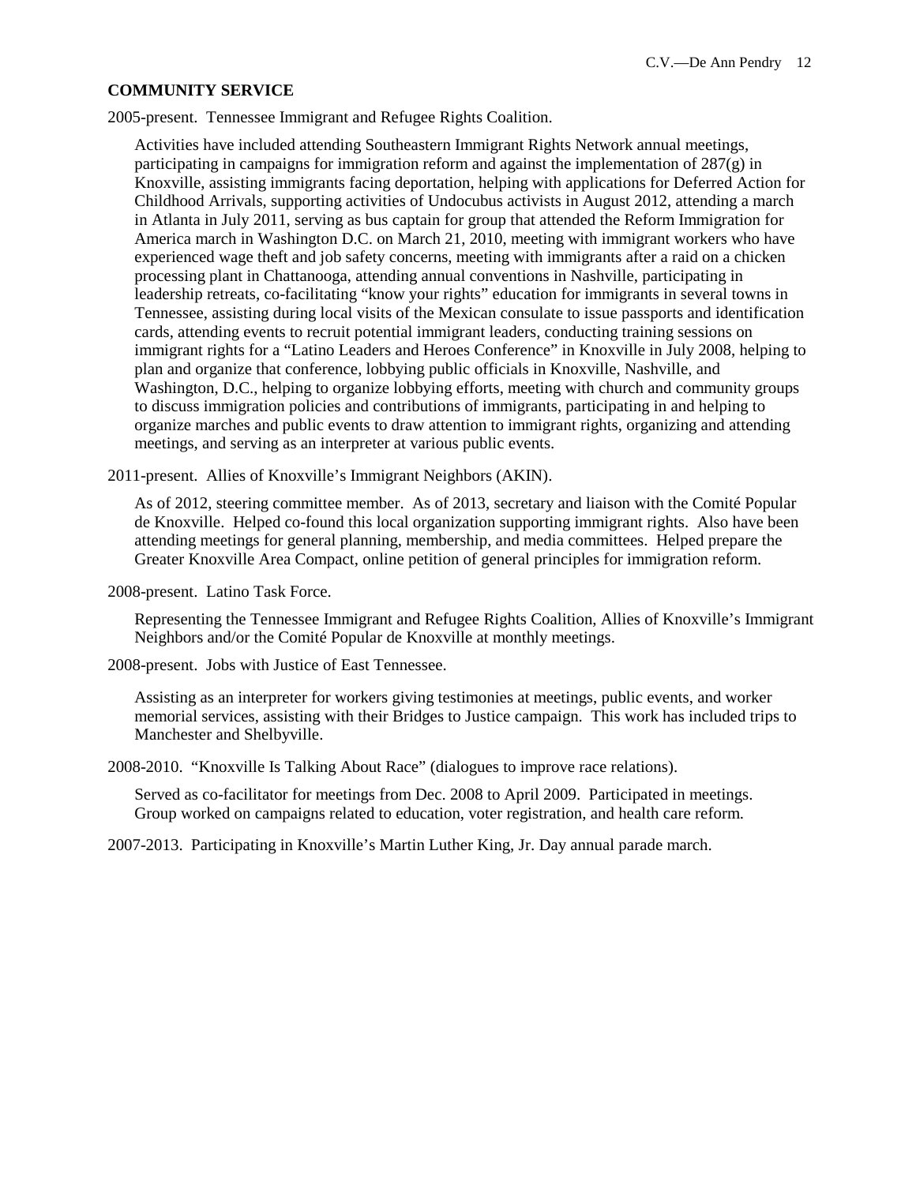**COMMUNITY SERVICE**

2005-present. Tennessee Immigrant and Refugee Rights Coalition.

Activities have included attending Southeastern Immigrant Rights Network annual meetings, participating in campaigns for immigration reform and against the implementation of 287(g) in Knoxville, assisting immigrants facing deportation, helping with applications for Deferred Action for Childhood Arrivals, supporting activities of Undocubus activists in August 2012, attending a march in Atlanta in July 2011, serving as bus captain for group that attended the Reform Immigration for America march in Washington D.C. on March 21, 2010, meeting with immigrant workers who have experienced wage theft and job safety concerns, meeting with immigrants after a raid on a chicken processing plant in Chattanooga, attending annual conventions in Nashville, participating in leadership retreats, co-facilitating "know your rights" education for immigrants in several towns in Tennessee, assisting during local visits of the Mexican consulate to issue passports and identification cards, attending events to recruit potential immigrant leaders, conducting training sessions on immigrant rights for a "Latino Leaders and Heroes Conference" in Knoxville in July 2008, helping to plan and organize that conference, lobbying public officials in Knoxville, Nashville, and Washington, D.C., helping to organize lobbying efforts, meeting with church and community groups to discuss immigration policies and contributions of immigrants, participating in and helping to organize marches and public events to draw attention to immigrant rights, organizing and attending meetings, and serving as an interpreter at various public events.

2011-present. Allies of Knoxville's Immigrant Neighbors (AKIN).

As of 2012, steering committee member. As of 2013, secretary and liaison with the Comité Popular de Knoxville. Helped co-found this local organization supporting immigrant rights. Also have been attending meetings for general planning, membership, and media committees. Helped prepare the Greater Knoxville Area Compact, online petition of general principles for immigration reform.

2008-present. Latino Task Force.

Representing the Tennessee Immigrant and Refugee Rights Coalition, Allies of Knoxville's Immigrant Neighbors and/or the Comité Popular de Knoxville at monthly meetings.

2008-present. Jobs with Justice of East Tennessee.

Assisting as an interpreter for workers giving testimonies at meetings, public events, and worker memorial services, assisting with their Bridges to Justice campaign. This work has included trips to Manchester and Shelbyville.

2008-2010. "Knoxville Is Talking About Race" (dialogues to improve race relations).

Served as co-facilitator for meetings from Dec. 2008 to April 2009. Participated in meetings. Group worked on campaigns related to education, voter registration, and health care reform.

2007-2013. Participating in Knoxville's Martin Luther King, Jr. Day annual parade march.